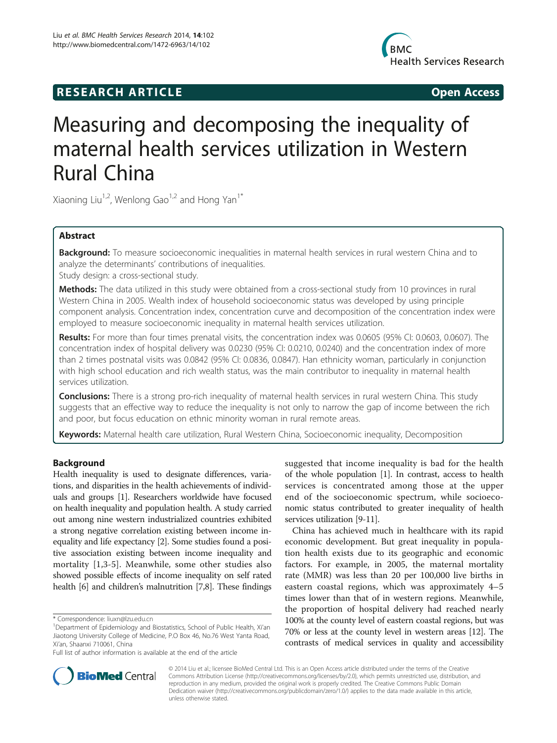RESEARCH ARTICLE Open Access

# Measuring and decomposing the inequality of maternal health services utilization in Western Rural China

Xiaoning Liu[1,2], Wenlong Gao[1,2] and Hong Yan[1*]

## Abstract

**Background:** To measure socioeconomic inequalities in maternal health services in rural western China and to analyze the determinants' contributions of inequalities.

Study design: a cross-sectional study.

**Methods:** The data utilized in this study were obtained from a cross-sectional study from 10 provinces in rural Western China in 2005. Wealth index of household socioeconomic status was developed by using principle component analysis. Concentration index, concentration curve and decomposition of the concentration index were employed to measure socioeconomic inequality in maternal health services utilization.

**Results:** For more than four times prenatal visits, the concentration index was 0.0605 (95% CI: 0.0603, 0.0607). The concentration index of hospital delivery was 0.0230 (95% CI: 0.0210, 0.0240) and the concentration index of more than 2 times postnatal visits was 0.0842 (95% CI: 0.0836, 0.0847). Han ethnicity woman, particularly in conjunction with high school education and rich wealth status, was the main contributor to inequality in maternal health services utilization.

**Conclusions:** There is a strong pro-rich inequality of maternal health services in rural western China. This study suggests that an effective way to reduce the inequality is not only to narrow the gap of income between the rich and poor, but focus education on ethnic minority woman in rural remote areas.

**Keywords:** Maternal health care utilization, Rural Western China, Socioeconomic inequality, Decomposition

## Background

Health inequality is used to designate differences, variations, and disparities in the health achievements of individuals and groups [1]. Researchers worldwide have focused on health inequality and population health. A study carried out among nine western industrialized countries exhibited a strong negative correlation existing between income inequality and life expectancy [2]. Some studies found a positive association existing between income inequality and mortality [1,3-5]. Meanwhile, some other studies also showed possible effects of income inequality on self rated health [6] and children's malnutrition [7,8]. These findings suggested that income inequality is bad for the health of the whole population [1]. In contrast, access to health services is concentrated among those at the upper end of the socioeconomic spectrum, while socioeconomic status contributed to greater inequality of health services utilization [9-11].

China has achieved much in healthcare with its rapid economic development. But great inequality in population health exists due to its geographic and economic factors. For example, in 2005, the maternal mortality rate (MMR) was less than 20 per 100,000 live births in eastern coastal regions, which was approximately 4–5 times lower than that of in western regions. Meanwhile, the proportion of hospital delivery had reached nearly 100% at the county level of eastern coastal regions, but was 70% or less at the county level in western areas [12]. The contrasts of medical services in quality and accessibility

* Correspondence: liuxn@lzu.edu.cn
[1]Department of Epidemiology and Biostatistics, School of Public Health, Xi'an Jiaotong University College of Medicine, P.O Box 46, No.76 West Yanta Road, Xi'an, Shaanxi 710061, China
Full list of author information is available at the end of the article

© 2014 Liu et al.; licensee BioMed Central Ltd. This is an Open Access article distributed under the terms of the Creative Commons Attribution License (http://creativecommons.org/licenses/by/2.0), which permits unrestricted use, distribution, and reproduction in any medium, provided the original work is properly credited. The Creative Commons Public Domain Dedication waiver (http://creativecommons.org/publicdomain/zero/1.0/) applies to the data made available in this article, unless otherwise stated.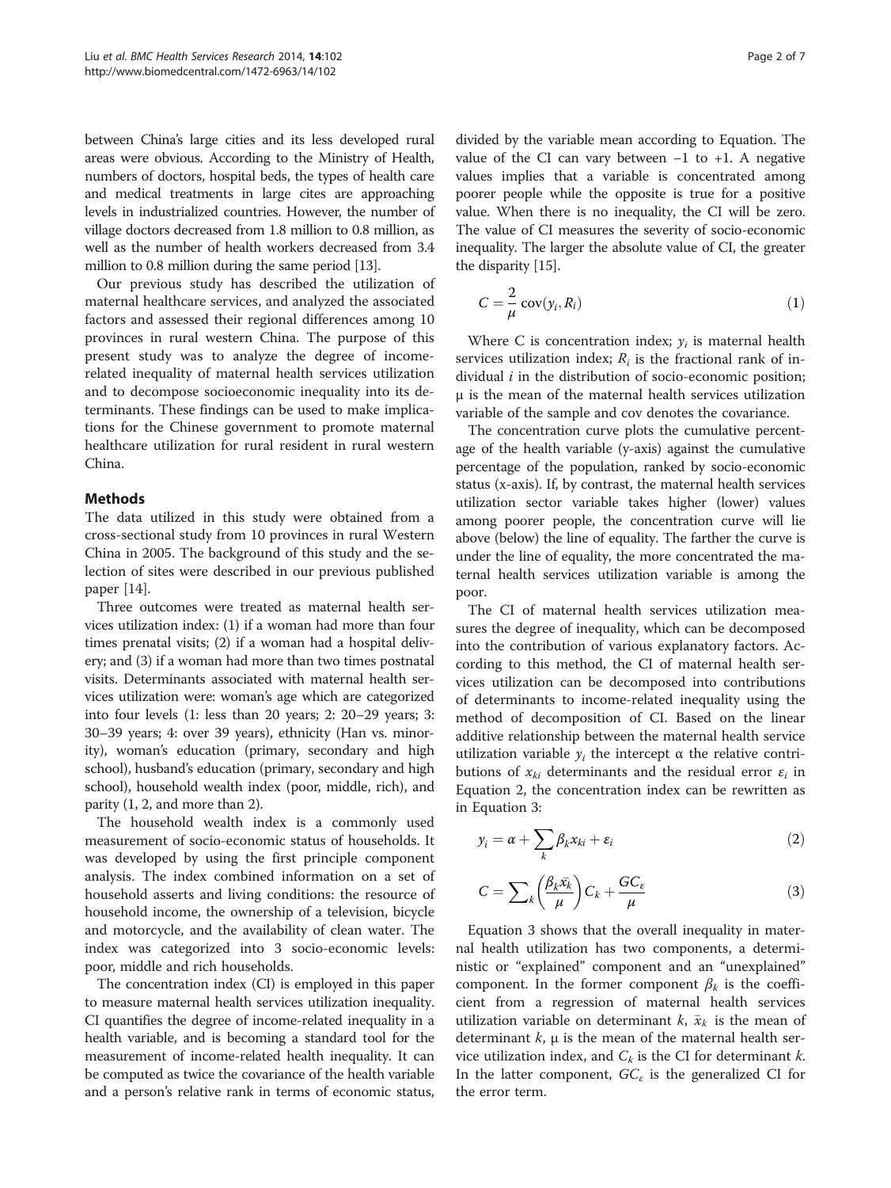between China's large cities and its less developed rural areas were obvious. According to the Ministry of Health, numbers of doctors, hospital beds, the types of health care and medical treatments in large cites are approaching levels in industrialized countries. However, the number of village doctors decreased from 1.8 million to 0.8 million, as well as the number of health workers decreased from 3.4 million to 0.8 million during the same period [13].

Our previous study has described the utilization of maternal healthcare services, and analyzed the associated factors and assessed their regional differences among 10 provinces in rural western China. The purpose of this present study was to analyze the degree of income-related inequality of maternal health services utilization and to decompose socioeconomic inequality into its determinants. These findings can be used to make implications for the Chinese government to promote maternal healthcare utilization for rural resident in rural western China.

## Methods

The data utilized in this study were obtained from a cross-sectional study from 10 provinces in rural Western China in 2005. The background of this study and the selection of sites were described in our previous published paper [14].

Three outcomes were treated as maternal health services utilization index: (1) if a woman had more than four times prenatal visits; (2) if a woman had a hospital delivery; and (3) if a woman had more than two times postnatal visits. Determinants associated with maternal health services utilization were: woman's age which are categorized into four levels (1: less than 20 years; 2: 20–29 years; 3: 30–39 years; 4: over 39 years), ethnicity (Han vs. minority), woman's education (primary, secondary and high school), husband's education (primary, secondary and high school), household wealth index (poor, middle, rich), and parity (1, 2, and more than 2).

The household wealth index is a commonly used measurement of socio-economic status of households. It was developed by using the first principle component analysis. The index combined information on a set of household asserts and living conditions: the resource of household income, the ownership of a television, bicycle and motorcycle, and the availability of clean water. The index was categorized into 3 socio-economic levels: poor, middle and rich households.

The concentration index (CI) is employed in this paper to measure maternal health services utilization inequality. CI quantifies the degree of income-related inequality in a health variable, and is becoming a standard tool for the measurement of income-related health inequality. It can be computed as twice the covariance of the health variable and a person's relative rank in terms of economic status, divided by the variable mean according to Equation. The value of the CI can vary between −1 to +1. A negative values implies that a variable is concentrated among poorer people while the opposite is true for a positive value. When there is no inequality, the CI will be zero. The value of CI measures the severity of socio-economic inequality. The larger the absolute value of CI, the greater the disparity [15].

$$C = \frac{2}{\mu}\operatorname{cov}(y_i, R_i) \tag{1}$$

Where C is concentration index; $y_i$ is maternal health services utilization index; $R_i$ is the fractional rank of individual $i$ in the distribution of socio-economic position; μ is the mean of the maternal health services utilization variable of the sample and cov denotes the covariance.

The concentration curve plots the cumulative percentage of the health variable (y-axis) against the cumulative percentage of the population, ranked by socio-economic status (x-axis). If, by contrast, the maternal health services utilization sector variable takes higher (lower) values among poorer people, the concentration curve will lie above (below) the line of equality. The farther the curve is under the line of equality, the more concentrated the maternal health services utilization variable is among the poor.

The CI of maternal health services utilization measures the degree of inequality, which can be decomposed into the contribution of various explanatory factors. According to this method, the CI of maternal health services utilization can be decomposed into contributions of determinants to income-related inequality using the method of decomposition of CI. Based on the linear additive relationship between the maternal health service utilization variable $y_i$ the intercept α the relative contributions of $x_{ki}$ determinants and the residual error $\varepsilon_i$ in Equation 2, the concentration index can be rewritten as in Equation 3:

$$y_i = \alpha + \sum_k \beta_k x_{ki} + \varepsilon_i \tag{2}$$

$$C = \sum\nolimits_k \left(\frac{\beta_k \bar{x}_k}{\mu}\right) C_k + \frac{GC_\varepsilon}{\mu} \tag{3}$$

Equation 3 shows that the overall inequality in maternal health utilization has two components, a deterministic or "explained" component and an "unexplained" component. In the former component $\beta_k$ is the coefficient from a regression of maternal health services utilization variable on determinant $k$, $\bar{x}_k$ is the mean of determinant $k$, μ is the mean of the maternal health service utilization index, and $C_k$ is the CI for determinant $k$. In the latter component, $GC_\varepsilon$ is the generalized CI for the error term.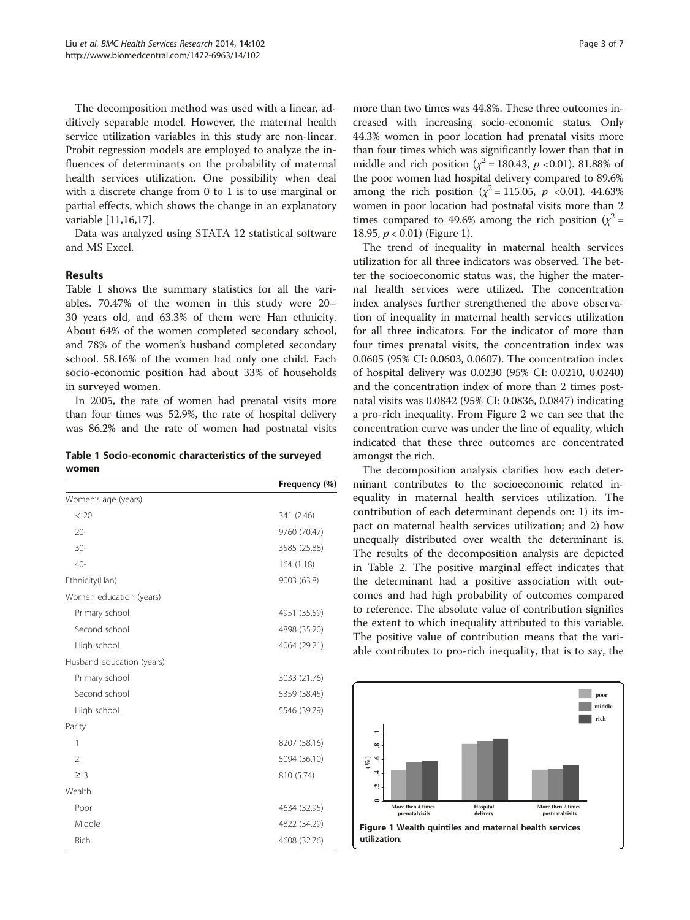The decomposition method was used with a linear, additively separable model. However, the maternal health service utilization variables in this study are non-linear. Probit regression models are employed to analyze the influences of determinants on the probability of maternal health services utilization. One possibility when deal with a discrete change from 0 to 1 is to use marginal or partial effects, which shows the change in an explanatory variable [11,16,17].

Data was analyzed using STATA 12 statistical software and MS Excel.

## Results

Table 1 shows the summary statistics for all the variables. 70.47% of the women in this study were 20–30 years old, and 63.3% of them were Han ethnicity. About 64% of the women completed secondary school, and 78% of the women's husband completed secondary school. 58.16% of the women had only one child. Each socio-economic position had about 33% of households in surveyed women.

In 2005, the rate of women had prenatal visits more than four times was 52.9%, the rate of hospital delivery was 86.2% and the rate of women had postnatal visits more than two times was 44.8%. These three outcomes increased with increasing socio-economic status. Only 44.3% women in poor location had prenatal visits more than four times which was significantly lower than that in middle and rich position ($\chi^2 = 180.43$, $p < 0.01$). 81.88% of the poor women had hospital delivery compared to 89.6% among the rich position ($\chi^2 = 115.05$, $p < 0.01$). 44.63% women in poor location had postnatal visits more than 2 times compared to 49.6% among the rich position ($\chi^2 = 18.95$, $p < 0.01$) (Figure 1).

**Table 1 Socio-economic characteristics of the surveyed women**

| | Frequency (%) |
|---|---|
| Women's age (years) | |
| < 20 | 341 (2.46) |
| 20- | 9760 (70.47) |
| 30- | 3585 (25.88) |
| 40- | 164 (1.18) |
| Ethnicity(Han) | 9003 (63.8) |
| Women education (years) | |
| Primary school | 4951 (35.59) |
| Second school | 4898 (35.20) |
| High school | 4064 (29.21) |
| Husband education (years) | |
| Primary school | 3033 (21.76) |
| Second school | 5359 (38.45) |
| High school | 5546 (39.79) |
| Parity | |
| 1 | 8207 (58.16) |
| 2 | 5094 (36.10) |
| ≥ 3 | 810 (5.74) |
| Wealth | |
| Poor | 4634 (32.95) |
| Middle | 4822 (34.29) |
| Rich | 4608 (32.76) |

The trend of inequality in maternal health services utilization for all three indicators was observed. The better the socioeconomic status was, the higher the maternal health services were utilized. The concentration index analyses further strengthened the above observation of inequality in maternal health services utilization for all three indicators. For the indicator of more than four times prenatal visits, the concentration index was 0.0605 (95% CI: 0.0603, 0.0607). The concentration index of hospital delivery was 0.0230 (95% CI: 0.0210, 0.0240) and the concentration index of more than 2 times postnatal visits was 0.0842 (95% CI: 0.0836, 0.0847) indicating a pro-rich inequality. From Figure 2 we can see that the concentration curve was under the line of equality, which indicated that these three outcomes are concentrated amongst the rich.

The decomposition analysis clarifies how each determinant contributes to the socioeconomic related inequality in maternal health services utilization. The contribution of each determinant depends on: 1) its impact on maternal health services utilization; and 2) how unequally distributed over wealth the determinant is. The results of the decomposition analysis are depicted in Table 2. The positive marginal effect indicates that the determinant had a positive association with outcomes and had high probability of outcomes compared to reference. The absolute value of contribution signifies the extent to which inequality attributed to this variable. The positive value of contribution means that the variable contributes to pro-rich inequality, that is to say, the

**Figure 1 Wealth quintiles and maternal health services utilization.**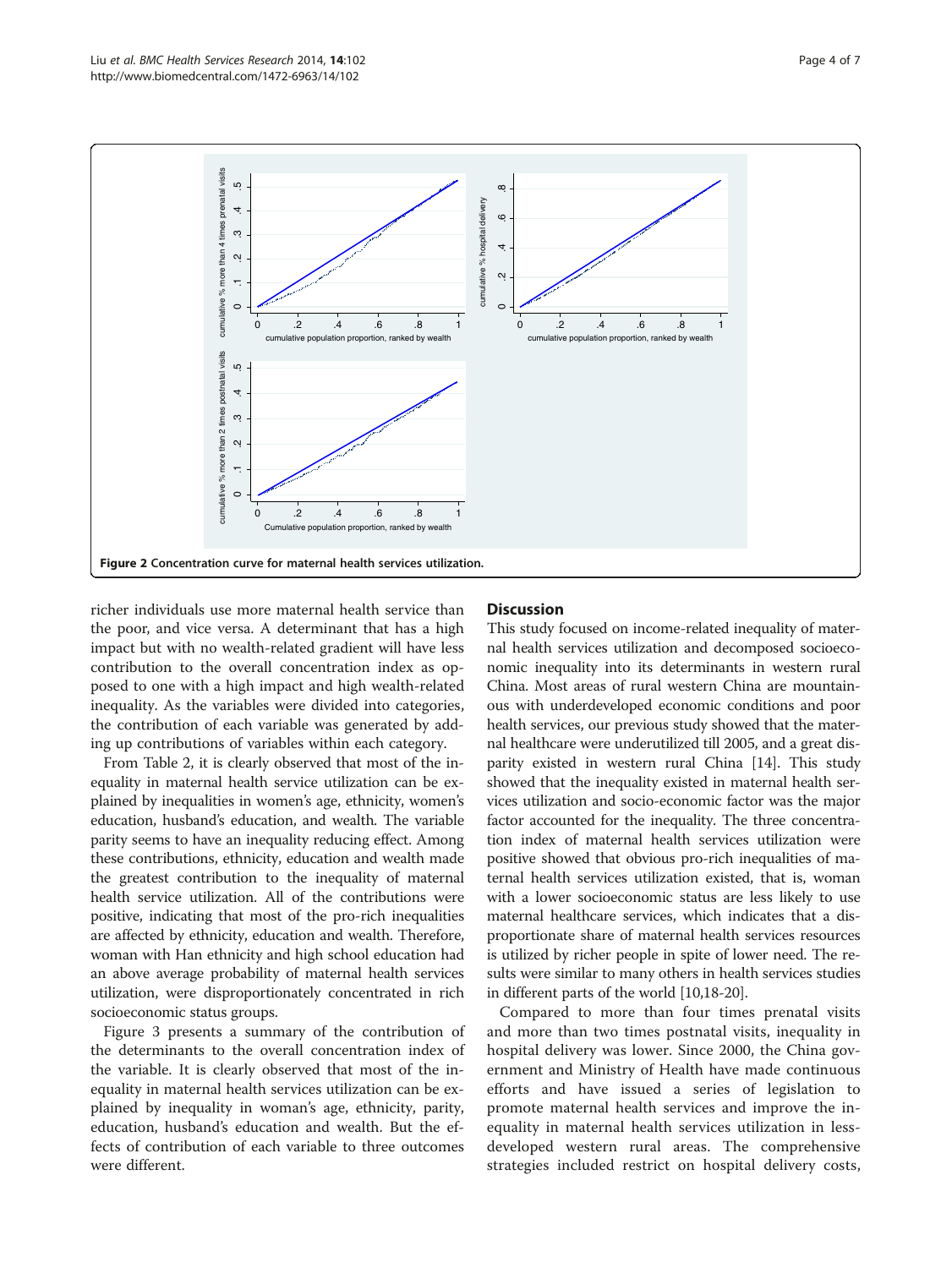cumulative % more than 4 times prenatal visits
0
.1
.2
.3
.4
.5
0
.2
.4
.6
.8
1
cumulative population proportion, ranked by wealth

cumulative % hospital delivery
0
.2
.4
.6
.8
0
.2
.4
.6
.8
1
cumulative population proportion, ranked by wealth

cumulative % more than 2 times postnatal visits
0
.1
.2
.3
.4
.5
0
.2
.4
.6
.8
1
Cumulative population proportion, ranked by wealth

**Figure 2** Concentration curve for maternal health services utilization.

richer individuals use more maternal health service than the poor, and vice versa. A determinant that has a high impact but with no wealth-related gradient will have less contribution to the overall concentration index as opposed to one with a high impact and high wealth-related inequality. As the variables were divided into categories, the contribution of each variable was generated by adding up contributions of variables within each category.

From Table 2, it is clearly observed that most of the inequality in maternal health service utilization can be explained by inequalities in women's age, ethnicity, women's education, husband's education, and wealth. The variable parity seems to have an inequality reducing effect. Among these contributions, ethnicity, education and wealth made the greatest contribution to the inequality of maternal health service utilization. All of the contributions were positive, indicating that most of the pro-rich inequalities are affected by ethnicity, education and wealth. Therefore, woman with Han ethnicity and high school education had an above average probability of maternal health services utilization, were disproportionately concentrated in rich socioeconomic status groups.

Figure 3 presents a summary of the contribution of the determinants to the overall concentration index of the variable. It is clearly observed that most of the inequality in maternal health services utilization can be explained by inequality in woman's age, ethnicity, parity, education, husband's education and wealth. But the effects of contribution of each variable to three outcomes were different.

## Discussion

This study focused on income-related inequality of maternal health services utilization and decomposed socioeconomic inequality into its determinants in western rural China. Most areas of rural western China are mountainous with underdeveloped economic conditions and poor health services, our previous study showed that the maternal healthcare were underutilized till 2005, and a great disparity existed in western rural China [14]. This study showed that the inequality existed in maternal health services utilization and socio-economic factor was the major factor accounted for the inequality. The three concentration index of maternal health services utilization were positive showed that obvious pro-rich inequalities of maternal health services utilization existed, that is, woman with a lower socioeconomic status are less likely to use maternal healthcare services, which indicates that a disproportionate share of maternal health services resources is utilized by richer people in spite of lower need. The results were similar to many others in health services studies in different parts of the world [10,18-20].

Compared to more than four times prenatal visits and more than two times postnatal visits, inequality in hospital delivery was lower. Since 2000, the China government and Ministry of Health have made continuous efforts and have issued a series of legislation to promote maternal health services and improve the inequality in maternal health services utilization in less-developed western rural areas. The comprehensive strategies included restrict on hospital delivery costs,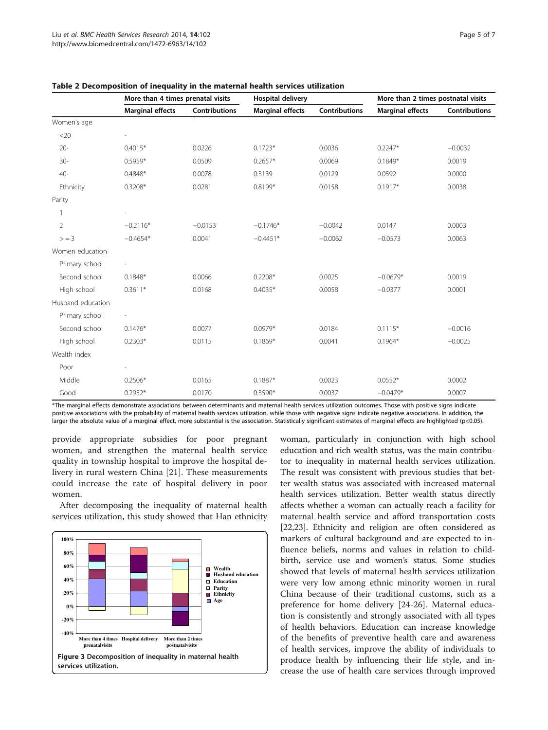**Table 2 Decomposition of inequality in the maternal health services utilization**

| | More than 4 times prenatal visits | | Hospital delivery | | More than 2 times postnatal visits | |
|---|---|---|---|---|---|---|
| | Marginal effects | Contributions | Marginal effects | Contributions | Marginal effects | Contributions |
| Women's age | | | | | | |
| <20 | - | | | | | |
| 20- | 0.4015* | 0.0226 | 0.1723* | 0.0036 | 0.2247* | −0.0032 |
| 30- | 0.5959* | 0.0509 | 0.2657* | 0.0069 | 0.1849* | 0.0019 |
| 40- | 0.4848* | 0.0078 | 0.3139 | 0.0129 | 0.0592 | 0.0000 |
| Ethnicity | 0.3208* | 0.0281 | 0.8199* | 0.0158 | 0.1917* | 0.0038 |
| Parity | | | | | | |
| 1 | - | | | | | |
| 2 | −0.2116* | −0.0153 | −0.1746* | −0.0042 | 0.0147 | 0.0003 |
| > = 3 | −0.4654* | 0.0041 | −0.4451* | −0.0062 | −0.0573 | 0.0063 |
| Women education | | | | | | |
| Primary school | - | | | | | |
| Second school | 0.1848* | 0.0066 | 0.2208* | 0.0025 | −0.0679* | 0.0019 |
| High school | 0.3611* | 0.0168 | 0.4035* | 0.0058 | −0.0377 | 0.0001 |
| Husband education | | | | | | |
| Primary school | - | | | | | |
| Second school | 0.1476* | 0.0077 | 0.0979* | 0.0184 | 0.1115* | −0.0016 |
| High school | 0.2303* | 0.0115 | 0.1869* | 0.0041 | 0.1964* | −0.0025 |
| Wealth index | | | | | | |
| Poor | - | | | | | |
| Middle | 0.2506* | 0.0165 | 0.1887* | 0.0023 | 0.0552* | 0.0002 |
| Good | 0.2952* | 0.0170 | 0.3590* | 0.0037 | −0.0479* | 0.0007 |

*The marginal effects demonstrate associations between determinants and maternal health services utilization outcomes. Those with positive signs indicate positive associations with the probability of maternal health services utilization, while those with negative signs indicate negative associations. In addition, the larger the absolute value of a marginal effect, more substantial is the association. Statistically significant estimates of marginal effects are highlighted ($p<0.05$).

provide appropriate subsidies for poor pregnant women, and strengthen the maternal health service quality in township hospital to improve the hospital delivery in rural western China [21]. These measurements could increase the rate of hospital delivery in poor women.

After decomposing the inequality of maternal health services utilization, this study showed that Han ethnicity woman, particularly in conjunction with high school education and rich wealth status, was the main contributor to inequality in maternal health services utilization. The result was consistent with previous studies that better wealth status was associated with increased maternal health services utilization. Better wealth status directly affects whether a woman can actually reach a facility for maternal health service and afford transportation costs [22,23]. Ethnicity and religion are often considered as markers of cultural background and are expected to influence beliefs, norms and values in relation to childbirth, service use and women's status. Some studies showed that levels of maternal health services utilization were very low among ethnic minority women in rural China because of their traditional customs, such as a preference for home delivery [24-26]. Maternal education is consistently and strongly associated with all types of health behaviors. Education can increase knowledge of the benefits of preventive health care and awareness of health services, improve the ability of individuals to produce health by influencing their life style, and increase the use of health care services through improved

**Figure 3** Decomposition of inequality in maternal health services utilization.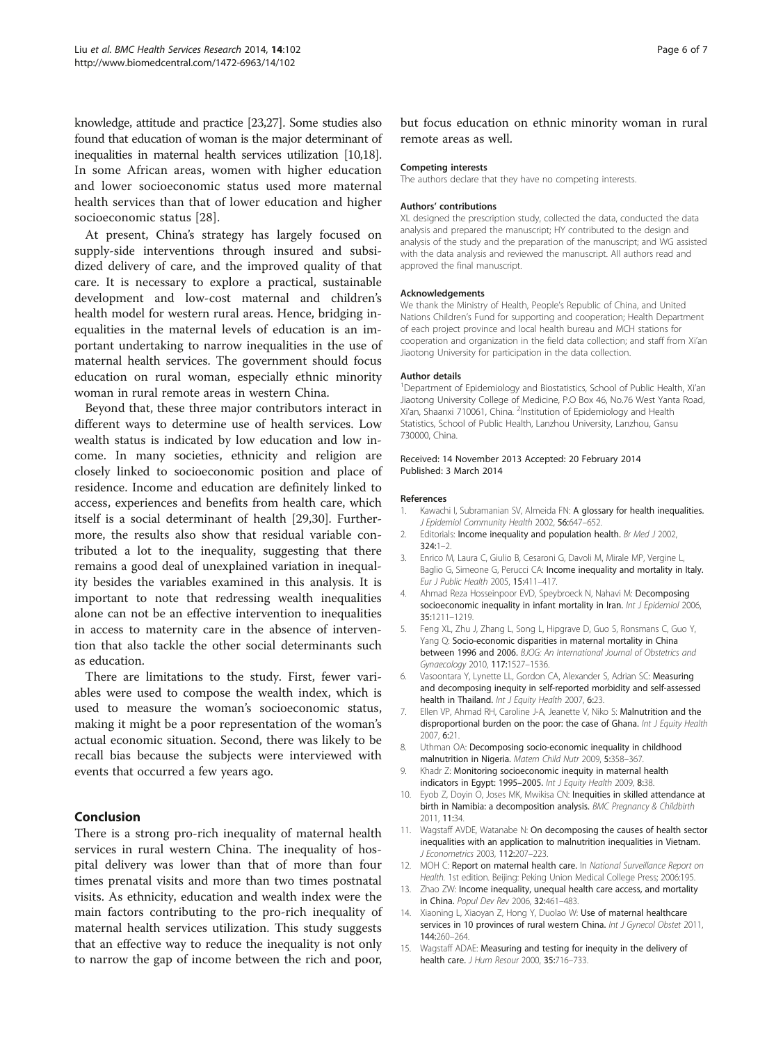knowledge, attitude and practice [23,27]. Some studies also found that education of woman is the major determinant of inequalities in maternal health services utilization [10,18]. In some African areas, women with higher education and lower socioeconomic status used more maternal health services than that of lower education and higher socioeconomic status [28].

At present, China's strategy has largely focused on supply-side interventions through insured and subsidized delivery of care, and the improved quality of that care. It is necessary to explore a practical, sustainable development and low-cost maternal and children's health model for western rural areas. Hence, bridging inequalities in the maternal levels of education is an important undertaking to narrow inequalities in the use of maternal health services. The government should focus education on rural woman, especially ethnic minority woman in rural remote areas in western China.

Beyond that, these three major contributors interact in different ways to determine use of health services. Low wealth status is indicated by low education and low income. In many societies, ethnicity and religion are closely linked to socioeconomic position and place of residence. Income and education are definitely linked to access, experiences and benefits from health care, which itself is a social determinant of health [29,30]. Furthermore, the results also show that residual variable contributed a lot to the inequality, suggesting that there remains a good deal of unexplained variation in inequality besides the variables examined in this analysis. It is important to note that redressing wealth inequalities alone can not be an effective intervention to inequalities in access to maternity care in the absence of intervention that also tackle the other social determinants such as education.

There are limitations to the study. First, fewer variables were used to compose the wealth index, which is used to measure the woman's socioeconomic status, making it might be a poor representation of the woman's actual economic situation. Second, there was likely to be recall bias because the subjects were interviewed with events that occurred a few years ago.

## Conclusion

There is a strong pro-rich inequality of maternal health services in rural western China. The inequality of hospital delivery was lower than that of more than four times prenatal visits and more than two times postnatal visits. As ethnicity, education and wealth index were the main factors contributing to the pro-rich inequality of maternal health services utilization. This study suggests that an effective way to reduce the inequality is not only to narrow the gap of income between the rich and poor, but focus education on ethnic minority woman in rural remote areas as well.

#### Competing interests

The authors declare that they have no competing interests.

#### Authors' contributions

XL designed the prescription study, collected the data, conducted the data analysis and prepared the manuscript; HY contributed to the design and analysis of the study and the preparation of the manuscript; and WG assisted with the data analysis and reviewed the manuscript. All authors read and approved the final manuscript.

#### Acknowledgements

We thank the Ministry of Health, People's Republic of China, and United Nations Children's Fund for supporting and cooperation; Health Department of each project province and local health bureau and MCH stations for cooperation and organization in the field data collection; and staff from Xi'an Jiaotong University for participation in the data collection.

#### Author details

[1]Department of Epidemiology and Biostatistics, School of Public Health, Xi'an Jiaotong University College of Medicine, P.O Box 46, No.76 West Yanta Road, Xi'an, Shaanxi 710061, China. [2]Institution of Epidemiology and Health Statistics, School of Public Health, Lanzhou University, Lanzhou, Gansu 730000, China.

Received: 14 November 2013 Accepted: 20 February 2014
Published: 3 March 2014

#### References

1. Kawachi I, Subramanian SV, Almeida FN: **A glossary for health inequalities.** *J Epidemiol Community Health* 2002, **56:**647–652.
2. Editorials: **Income inequality and population health.** *Br Med J* 2002, **324:**1–2.
3. Enrico M, Laura C, Giulio B, Cesaroni G, Davoli M, Mirale MP, Vergine L, Baglio G, Simeone G, Perucci CA: **Income inequality and mortality in Italy.** *Eur J Public Health* 2005, **15:**411–417.
4. Ahmad Reza Hosseinpoor EVD, Speybroeck N, Nahavi M: **Decomposing socioeconomic inequality in infant mortality in Iran.** *Int J Epidemiol* 2006, **35:**1211–1219.
5. Feng XL, Zhu J, Zhang L, Song L, Hipgrave D, Guo S, Ronsmans C, Guo Y, Yang Q: **Socio-economic disparities in maternal mortality in China between 1996 and 2006.** *BJOG: An International Journal of Obstetrics and Gynaecology* 2010, **117:**1527–1536.
6. Vasoontara Y, Lynette LL, Gordon CA, Alexander S, Adrian SC: **Measuring and decomposing inequity in self-reported morbidity and self-assessed health in Thailand.** *Int J Equity Health* 2007, **6:**23.
7. Ellen VP, Ahmad RH, Caroline J-A, Jeanette V, Niko S: **Malnutrition and the disproportional burden on the poor: the case of Ghana.** *Int J Equity Health* 2007, **6:**21.
8. Uthman OA: **Decomposing socio-economic inequality in childhood malnutrition in Nigeria.** *Matern Child Nutr* 2009, **5:**358–367.
9. Khadr Z: **Monitoring socioeconomic inequity in maternal health indicators in Egypt: 1995–2005.** *Int J Equity Health* 2009, **8:**38.
10. Eyob Z, Doyin O, Joses MK, Mwikisa CN: **Inequities in skilled attendance at birth in Namibia: a decomposition analysis.** *BMC Pregnancy & Childbirth* 2011, **11:**34.
11. Wagstaff AVDE, Watanabe N: **On decomposing the causes of health sector inequalities with an application to malnutrition inequalities in Vietnam.** *J Econometrics* 2003, **112:**207–223.
12. MOH C: **Report on maternal health care.** In *National Surveillance Report on Health.* 1st edition. Beijing: Peking Union Medical College Press; 2006:195.
13. Zhao ZW: **Income inequality, unequal health care access, and mortality in China.** *Popul Dev Rev* 2006, **32:**461–483.
14. Xiaoning L, Xiaoyan Z, Hong Y, Duolao W: **Use of maternal healthcare services in 10 provinces of rural western China.** *Int J Gynecol Obstet* 2011, **144:**260–264.
15. Wagstaff ADAE: **Measuring and testing for inequity in the delivery of health care.** *J Hum Resour* 2000, **35:**716–733.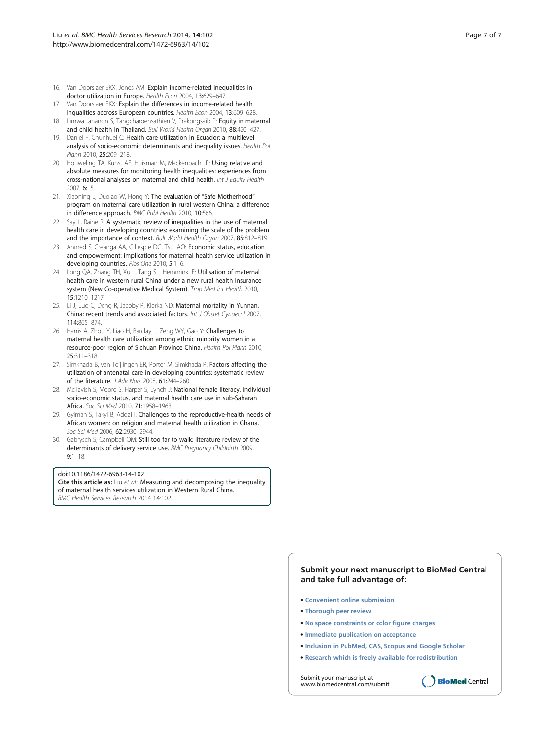16. Van Doorslaer EKX, Jones AM: **Explain income-related inequalities in doctor utilization in Europe.** *Health Econ* 2004, **13**:629–647.
17. Van Doorslaer EKX: **Explain the differences in income-related health inqualities accross European countries.** *Health Econ* 2004, **13**:609–628.
18. Limwattananon S, Tangcharoensathien V, Prakongsaib P: **Equity in maternal and child health in Thailand.** *Bull World Health Organ* 2010, **88**:420–427.
19. Daniel F, Chunhuei C: **Health care utilization in Ecuador: a multilevel analysis of socio-economic determinants and inequality issues.** *Health Pol Plann* 2010, **25**:209–218.
20. Houweling TA, Kunst AE, Huisman M, Mackenbach JP: **Using relative and absolute measures for monitoring health inequalities: experiences from cross-national analyses on maternal and child health.** *Int J Equity Health* 2007, **6**:15.
21. Xiaoning L, Duolao W, Hong Y: **The evaluation of "Safe Motherhood" program on maternal care utilization in rural western China: a difference in difference approach.** *BMC Publ Health* 2010, **10**:566.
22. Say L, Raine R: **A systematic review of inequalities in the use of maternal health care in developing countries: examining the scale of the problem and the importance of context.** *Bull World Health Organ* 2007, **85**:812–819.
23. Ahmed S, Creanga AA, Gillespie DG, Tsui AO: **Economic status, education and empowerment: implications for maternal health service utilization in developing countries.** *Plos One* 2010, **5**:1–6.
24. Long QA, Zhang TH, Xu L, Tang SL, Hemminki E: **Utilisation of maternal health care in western rural China under a new rural health insurance system (New Co-operative Medical System).** *Trop Med Int Health* 2010, **15**:1210–1217.
25. Li J, Luo C, Deng R, Jacoby P, Klerka ND: **Maternal mortality in Yunnan, China: recent trends and associated factors.** *Int J Obstet Gynaecol* 2007, **114**:865–874.
26. Harris A, Zhou Y, Liao H, Barclay L, Zeng WY, Gao Y: **Challenges to maternal health care utilization among ethnic minority women in a resource-poor region of Sichuan Province China.** *Health Pol Plann* 2010, **25**:311–318.
27. Simkhada B, van Teijlingen ER, Porter M, Simkhada P: **Factors affecting the utilization of antenatal care in developing countries: systematic review of the literature.** *J Adv Nurs* 2008, **61**:244–260.
28. McTavish S, Moore S, Harper S, Lynch J: **National female literacy, individual socio-economic status, and maternal health care use in sub-Saharan Africa.** *Soc Sci Med* 2010, **71**:1958–1963.
29. Gyimah S, Takyi B, Addai I: **Challenges to the reproductive-health needs of African women: on religion and maternal health utilization in Ghana.** *Soc Sci Med* 2006, **62**:2930–2944.
30. Gabrysch S, Campbell OM: **Still too far to walk: literature review of the determinants of delivery service use.** *BMC Pregnancy Childbirth* 2009, **9**:1–18.

doi:10.1186/1472-6963-14-102
**Cite this article as:** Liu *et al.*: Measuring and decomposing the inequality of maternal health services utilization in Western Rural China. *BMC Health Services Research* 2014 **14**:102.

**Submit your next manuscript to BioMed Central and take full advantage of:**

- **Convenient online submission**
- **Thorough peer review**
- **No space constraints or color figure charges**
- **Immediate publication on acceptance**
- **Inclusion in PubMed, CAS, Scopus and Google Scholar**
- **Research which is freely available for redistribution**

Submit your manuscript at
www.biomedcentral.com/submit

BioMed Central